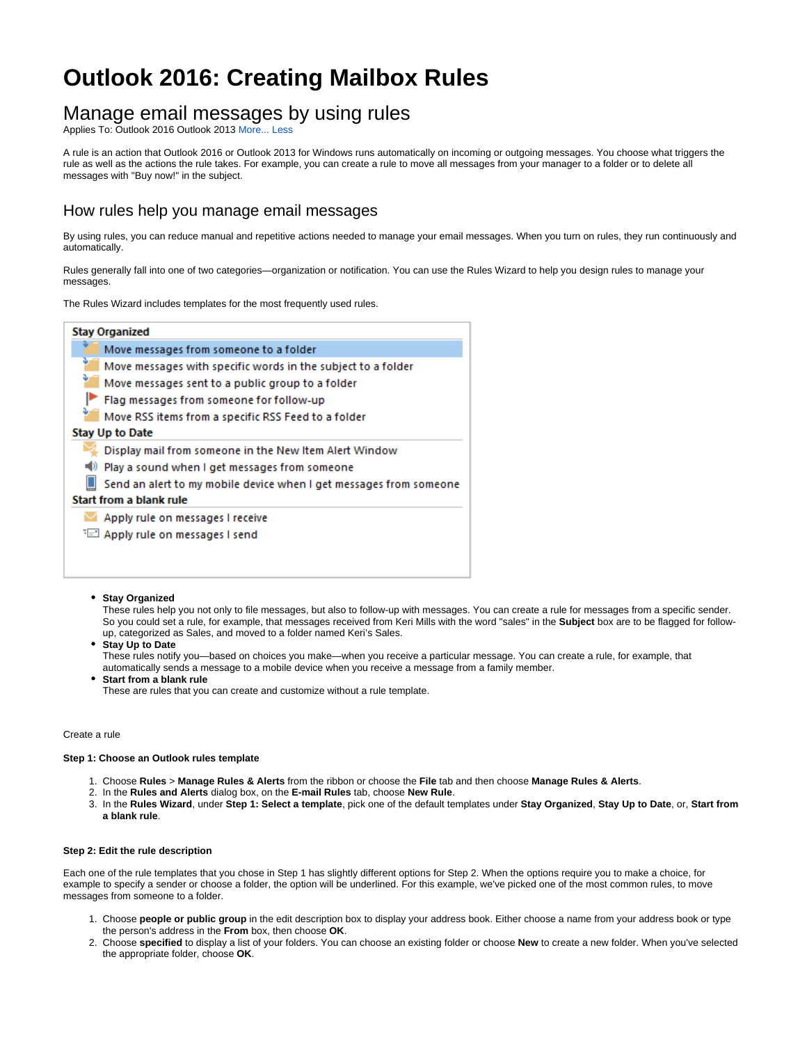# Outlook 2016: Creating Mailbox Rules

## Manage email messages by using rules

Applies To: Outlook 2016 Outlook 2013 More... Less

A rule is an action that Outlook 2016 or Outlook 2013 for Windows runs automatically on incoming or outgoing messages. You choose what triggers the rule as well as the actions the rule takes. For example, you can create a rule to move all messages from your manager to a folder or to delete all messages with "Buy now!" in the subject.

## How rules help you manage email messages

By using rules, you can reduce manual and repetitive actions needed to manage your email messages. When you turn on rules, they run continuously and automatically.

Rules generally fall into one of two categories—organization or notification. You can use the Rules Wizard to help you design rules to manage your messages.

The Rules Wizard includes templates for the most frequently used rules.

**Stay Organized**
- Move messages from someone to a folder
- Move messages with specific words in the subject to a folder
- Move messages sent to a public group to a folder
- Flag messages from someone for follow-up
- Move RSS items from a specific RSS Feed to a folder

**Stay Up to Date**
- Display mail from someone in the New Item Alert Window
- Play a sound when I get messages from someone
- Send an alert to my mobile device when I get messages from someone

**Start from a blank rule**
- Apply rule on messages I receive
- Apply rule on messages I send

- **Stay Organized**
  These rules help you not only to file messages, but also to follow-up with messages. You can create a rule for messages from a specific sender. So you could set a rule, for example, that messages received from Keri Mills with the word "sales" in the **Subject** box are to be flagged for follow-up, categorized as Sales, and moved to a folder named Keri's Sales.
- **Stay Up to Date**
  These rules notify you—based on choices you make—when you receive a particular message. You can create a rule, for example, that automatically sends a message to a mobile device when you receive a message from a family member.
- **Start from a blank rule**
  These are rules that you can create and customize without a rule template.

Create a rule

**Step 1: Choose an Outlook rules template**

1. Choose **Rules** > **Manage Rules & Alerts** from the ribbon or choose the **File** tab and then choose **Manage Rules & Alerts**.
2. In the **Rules and Alerts** dialog box, on the **E-mail Rules** tab, choose **New Rule**.
3. In the **Rules Wizard**, under **Step 1: Select a template**, pick one of the default templates under **Stay Organized**, **Stay Up to Date**, or, **Start from a blank rule**.

**Step 2: Edit the rule description**

Each one of the rule templates that you chose in Step 1 has slightly different options for Step 2. When the options require you to make a choice, for example to specify a sender or choose a folder, the option will be underlined. For this example, we've picked one of the most common rules, to move messages from someone to a folder.

1. Choose **people or public group** in the edit description box to display your address book. Either choose a name from your address book or type the person's address in the **From** box, then choose **OK**.
2. Choose **specified** to display a list of your folders. You can choose an existing folder or choose **New** to create a new folder. When you've selected the appropriate folder, choose **OK**.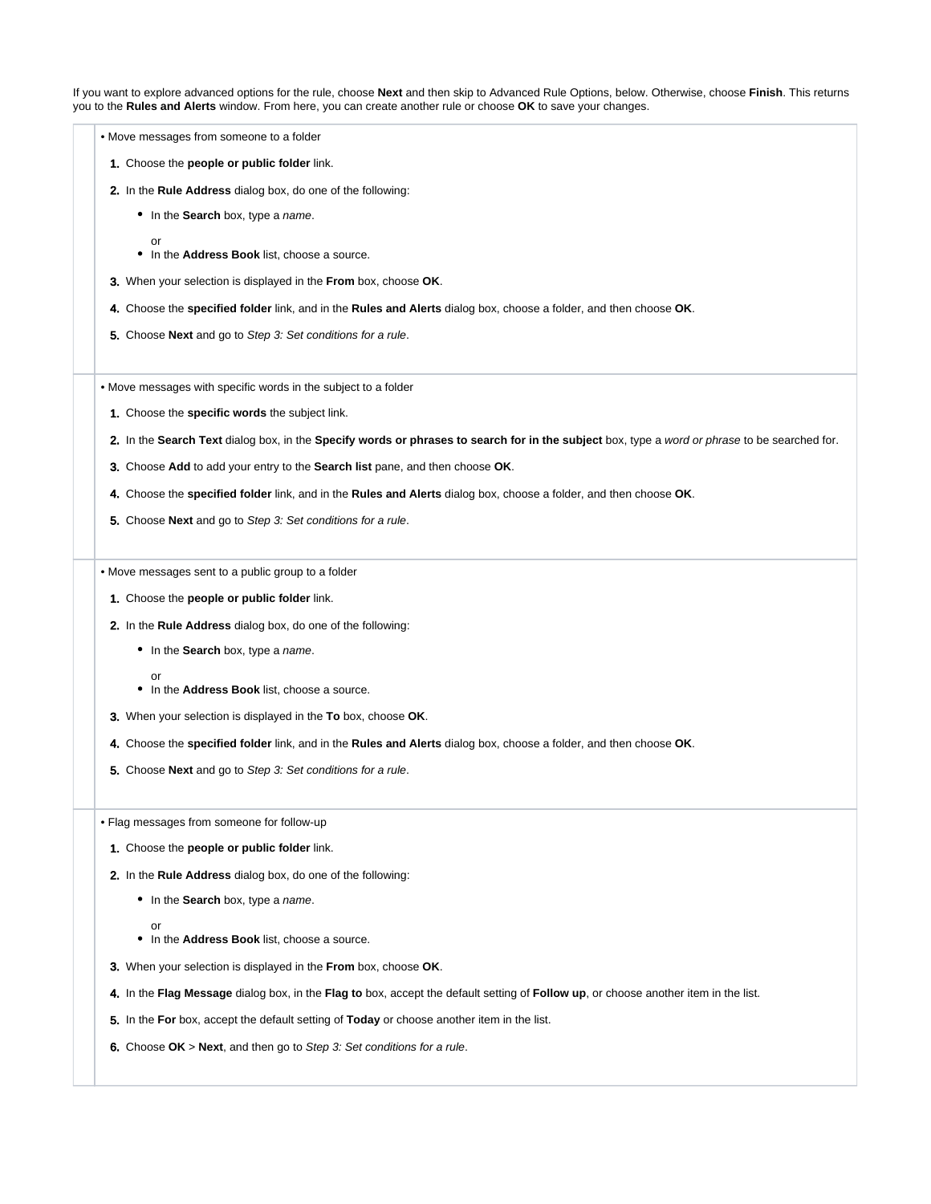If you want to explore advanced options for the rule, choose **Next** and then skip to Advanced Rule Options, below. Otherwise, choose **Finish**. This returns you to the **Rules and Alerts** window. From here, you can create another rule or choose **OK** to save your changes.

| | |
|---|---|
| | • Move messages from someone to a folder<br><br>1. Choose the **people or public folder** link.<br>2. In the **Rule Address** dialog box, do one of the following:<br>&nbsp;&nbsp;• In the **Search** box, type a *name*.<br>&nbsp;&nbsp;or<br>&nbsp;&nbsp;• In the **Address Book** list, choose a source.<br>3. When your selection is displayed in the **From** box, choose **OK**.<br>4. Choose the **specified folder** link, and in the **Rules and Alerts** dialog box, choose a folder, and then choose **OK**.<br>5. Choose **Next** and go to *Step 3: Set conditions for a rule*. |
| | • Move messages with specific words in the subject to a folder<br><br>1. Choose the **specific words** the subject link.<br>2. In the **Search Text** dialog box, in the **Specify words or phrases to search for in the subject** box, type a *word or phrase* to be searched for.<br>3. Choose **Add** to add your entry to the **Search list** pane, and then choose **OK**.<br>4. Choose the **specified folder** link, and in the **Rules and Alerts** dialog box, choose a folder, and then choose **OK**.<br>5. Choose **Next** and go to *Step 3: Set conditions for a rule*. |
| | • Move messages sent to a public group to a folder<br><br>1. Choose the **people or public folder** link.<br>2. In the **Rule Address** dialog box, do one of the following:<br>&nbsp;&nbsp;• In the **Search** box, type a *name*.<br>&nbsp;&nbsp;or<br>&nbsp;&nbsp;• In the **Address Book** list, choose a source.<br>3. When your selection is displayed in the **To** box, choose **OK**.<br>4. Choose the **specified folder** link, and in the **Rules and Alerts** dialog box, choose a folder, and then choose **OK**.<br>5. Choose **Next** and go to *Step 3: Set conditions for a rule*. |
| | • Flag messages from someone for follow-up<br><br>1. Choose the **people or public folder** link.<br>2. In the **Rule Address** dialog box, do one of the following:<br>&nbsp;&nbsp;• In the **Search** box, type a *name*.<br>&nbsp;&nbsp;or<br>&nbsp;&nbsp;• In the **Address Book** list, choose a source.<br>3. When your selection is displayed in the **From** box, choose **OK**.<br>4. In the **Flag Message** dialog box, in the **Flag to** box, accept the default setting of **Follow up**, or choose another item in the list.<br>5. In the **For** box, accept the default setting of **Today** or choose another item in the list.<br>6. Choose **OK** > **Next**, and then go to *Step 3: Set conditions for a rule*. |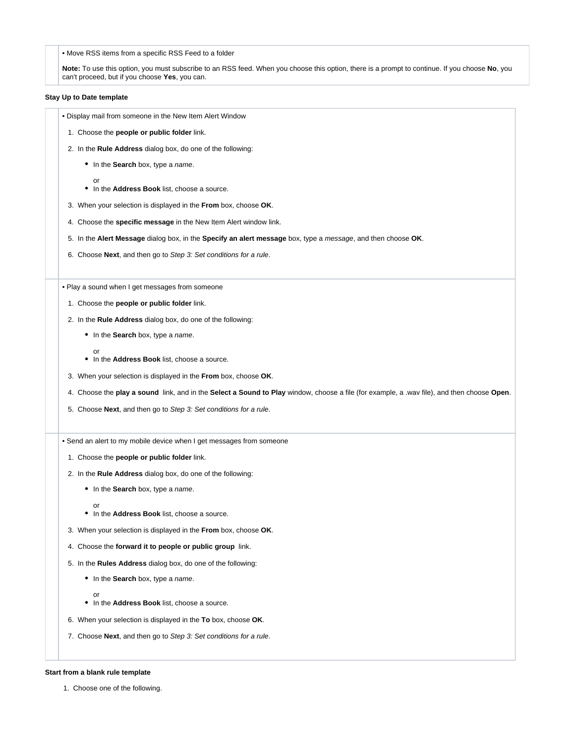• Move RSS items from a specific RSS Feed to a folder

**Note:** To use this option, you must subscribe to an RSS feed. When you choose this option, there is a prompt to continue. If you choose **No**, you can't proceed, but if you choose **Yes**, you can.

**Stay Up to Date template**

• Display mail from someone in the New Item Alert Window

1. Choose the **people or public folder** link.
2. In the **Rule Address** dialog box, do one of the following:
   - In the **Search** box, type a *name*.

     or
   - In the **Address Book** list, choose a source.
3. When your selection is displayed in the **From** box, choose **OK**.
4. Choose the **specific message** in the New Item Alert window link.
5. In the **Alert Message** dialog box, in the **Specify an alert message** box, type a *message*, and then choose **OK**.
6. Choose **Next**, and then go to *Step 3: Set conditions for a rule*.

• Play a sound when I get messages from someone

1. Choose the **people or public folder** link.
2. In the **Rule Address** dialog box, do one of the following:
   - In the **Search** box, type a *name*.

     or
   - In the **Address Book** list, choose a source.
3. When your selection is displayed in the **From** box, choose **OK**.
4. Choose the **play a sound** link, and in the **Select a Sound to Play** window, choose a file (for example, a .wav file), and then choose **Open**.
5. Choose **Next**, and then go to *Step 3: Set conditions for a rule*.

• Send an alert to my mobile device when I get messages from someone

1. Choose the **people or public folder** link.
2. In the **Rule Address** dialog box, do one of the following:
   - In the **Search** box, type a *name*.

     or
   - In the **Address Book** list, choose a source.
3. When your selection is displayed in the **From** box, choose **OK**.
4. Choose the **forward it to people or public group** link.
5. In the **Rules Address** dialog box, do one of the following:
   - In the **Search** box, type a *name*.

     or
   - In the **Address Book** list, choose a source.
6. When your selection is displayed in the **To** box, choose **OK**.
7. Choose **Next**, and then go to *Step 3: Set conditions for a rule*.

**Start from a blank rule template**

1. Choose one of the following.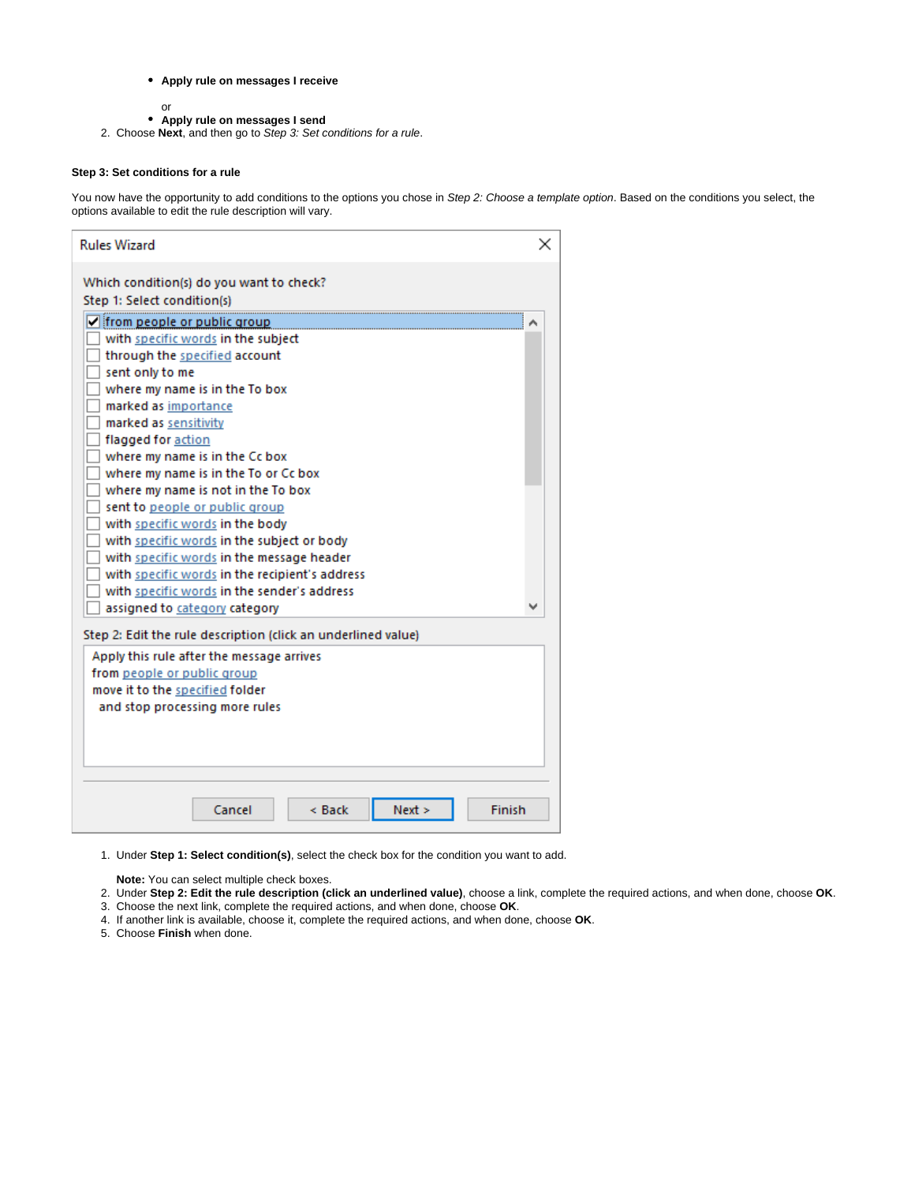- **Apply rule on messages I receive**

  or
- **Apply rule on messages I send**

2. Choose **Next**, and then go to *Step 3: Set conditions for a rule*.

#### Step 3: Set conditions for a rule

You now have the opportunity to add conditions to the options you chose in *Step 2: Choose a template option*. Based on the conditions you select, the options available to edit the rule description will vary.

Rules Wizard

Which condition(s) do you want to check?
Step 1: Select condition(s)

- [x] from people or public group
- [ ] with specific words in the subject
- [ ] through the specified account
- [ ] sent only to me
- [ ] where my name is in the To box
- [ ] marked as importance
- [ ] marked as sensitivity
- [ ] flagged for action
- [ ] where my name is in the Cc box
- [ ] where my name is in the To or Cc box
- [ ] where my name is not in the To box
- [ ] sent to people or public group
- [ ] with specific words in the body
- [ ] with specific words in the subject or body
- [ ] with specific words in the message header
- [ ] with specific words in the recipient's address
- [ ] with specific words in the sender's address
- [ ] assigned to category category

Step 2: Edit the rule description (click an underlined value)

Apply this rule after the message arrives
from people or public group
move it to the specified folder
and stop processing more rules

Cancel | < Back | Next > | Finish

1. Under **Step 1: Select condition(s)**, select the check box for the condition you want to add.

   **Note:** You can select multiple check boxes.
2. Under **Step 2: Edit the rule description (click an underlined value)**, choose a link, complete the required actions, and when done, choose **OK**.
3. Choose the next link, complete the required actions, and when done, choose **OK**.
4. If another link is available, choose it, complete the required actions, and when done, choose **OK**.
5. Choose **Finish** when done.